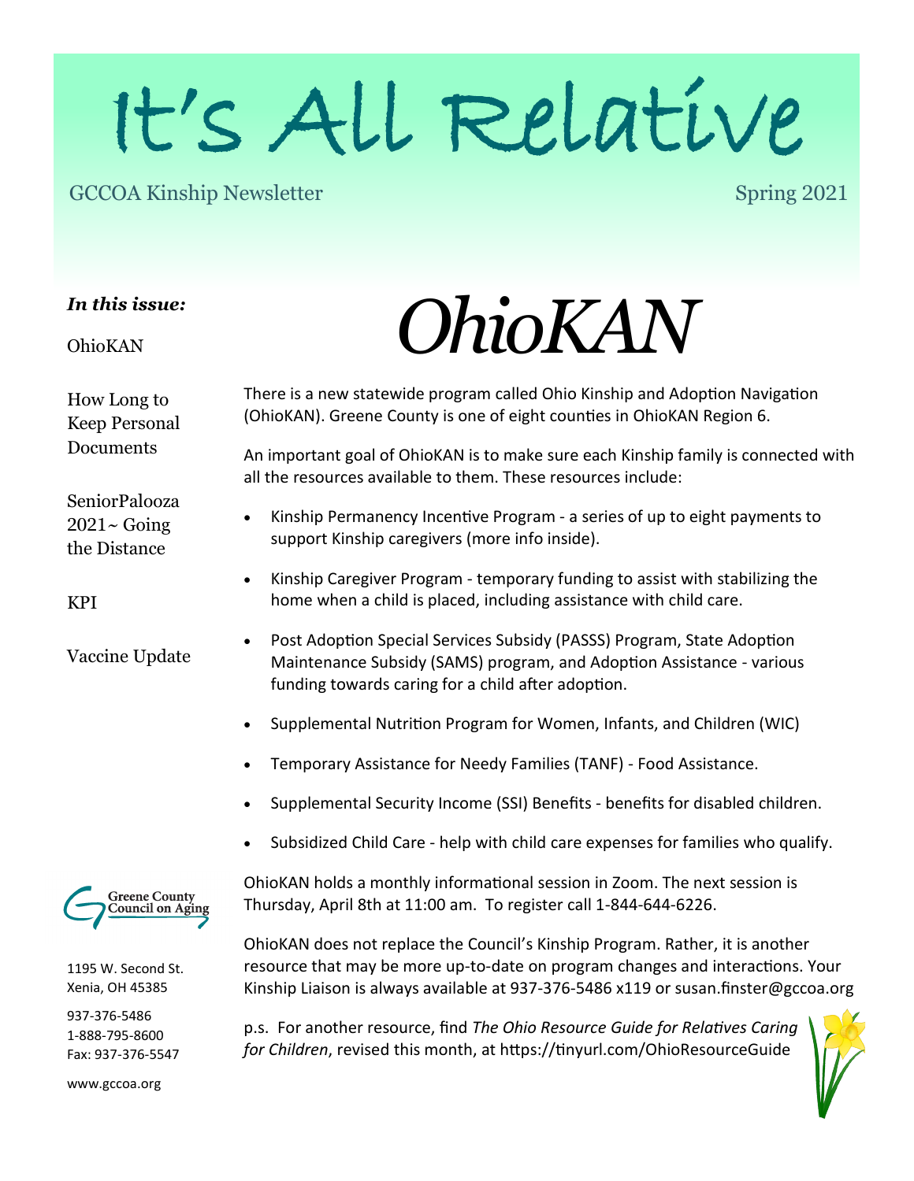# It's All Relative

GCCOA Kinship Newsletter

Spring 2021

***In this issue:***

OhioKAN

How Long to Keep Personal Documents

SeniorPalooza 2021~ Going the Distance

KPI

Vaccine Update

## *OhioKAN*

There is a new statewide program called Ohio Kinship and Adoption Navigation (OhioKAN). Greene County is one of eight counties in OhioKAN Region 6.

An important goal of OhioKAN is to make sure each Kinship family is connected with all the resources available to them. These resources include:

- Kinship Permanency Incentive Program - a series of up to eight payments to support Kinship caregivers (more info inside).
- Kinship Caregiver Program - temporary funding to assist with stabilizing the home when a child is placed, including assistance with child care.
- Post Adoption Special Services Subsidy (PASSS) Program, State Adoption Maintenance Subsidy (SAMS) program, and Adoption Assistance - various funding towards caring for a child after adoption.
- Supplemental Nutrition Program for Women, Infants, and Children (WIC)
- Temporary Assistance for Needy Families (TANF) - Food Assistance.
- Supplemental Security Income (SSI) Benefits - benefits for disabled children.
- Subsidized Child Care - help with child care expenses for families who qualify.

OhioKAN holds a monthly informational session in Zoom. The next session is Thursday, April 8th at 11:00 am. To register call 1-844-644-6226.

OhioKAN does not replace the Council's Kinship Program. Rather, it is another resource that may be more up-to-date on program changes and interactions. Your Kinship Liaison is always available at 937-376-5486 x119 or susan.finster@gccoa.org

p.s. For another resource, find *The Ohio Resource Guide for Relatives Caring for Children*, revised this month, at https://tinyurl.com/OhioResourceGuide

Greene County Council on Aging

1195 W. Second St.
Xenia, OH 45385

937-376-5486
1-888-795-8600
Fax: 937-376-5547

www.gccoa.org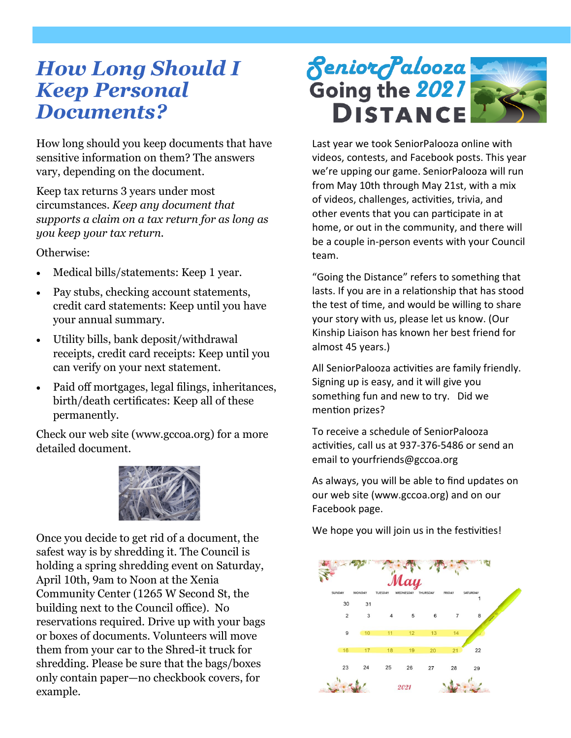# *How Long Should I Keep Personal Documents?*

How long should you keep documents that have sensitive information on them? The answers vary, depending on the document.

Keep tax returns 3 years under most circumstances. *Keep any document that supports a claim on a tax return for as long as you keep your tax return.*

Otherwise:

- Medical bills/statements: Keep 1 year.
- Pay stubs, checking account statements, credit card statements: Keep until you have your annual summary.
- Utility bills, bank deposit/withdrawal receipts, credit card receipts: Keep until you can verify on your next statement.
- Paid off mortgages, legal filings, inheritances, birth/death certificates: Keep all of these permanently.

Check our web site (www.gccoa.org) for a more detailed document.

Once you decide to get rid of a document, the safest way is by shredding it. The Council is holding a spring shredding event on Saturday, April 10th, 9am to Noon at the Xenia Community Center (1265 W Second St, the building next to the Council office). No reservations required. Drive up with your bags or boxes of documents. Volunteers will move them from your car to the Shred-it truck for shredding. Please be sure that the bags/boxes only contain paper—no checkbook covers, for example.

# SeniorPalooza Going the 2021 DISTANCE

Last year we took SeniorPalooza online with videos, contests, and Facebook posts. This year we're upping our game. SeniorPalooza will run from May 10th through May 21st, with a mix of videos, challenges, activities, trivia, and other events that you can participate in at home, or out in the community, and there will be a couple in-person events with your Council team.

"Going the Distance" refers to something that lasts. If you are in a relationship that has stood the test of time, and would be willing to share your story with us, please let us know. (Our Kinship Liaison has known her best friend for almost 45 years.)

All SeniorPalooza activities are family friendly. Signing up is easy, and it will give you something fun and new to try. Did we mention prizes?

To receive a schedule of SeniorPalooza activities, call us at 937-376-5486 or send an email to yourfriends@gccoa.org

As always, you will be able to find updates on our web site (www.gccoa.org) and on our Facebook page.

We hope you will join us in the festivities!

**May 2021**

| SUNDAY | MONDAY | TUESDAY | WEDNESDAY | THURSDAY | FRIDAY | SATURDAY |
|---|---|---|---|---|---|---|
| 30 | 31 | | | | | 1 |
| 2 | 3 | 4 | 5 | 6 | 7 | 8 |
| 9 | 10 | 11 | 12 | 13 | 14 | 15 |
| 16 | 17 | 18 | 19 | 20 | 21 | 22 |
| 23 | 24 | 25 | 26 | 27 | 28 | 29 |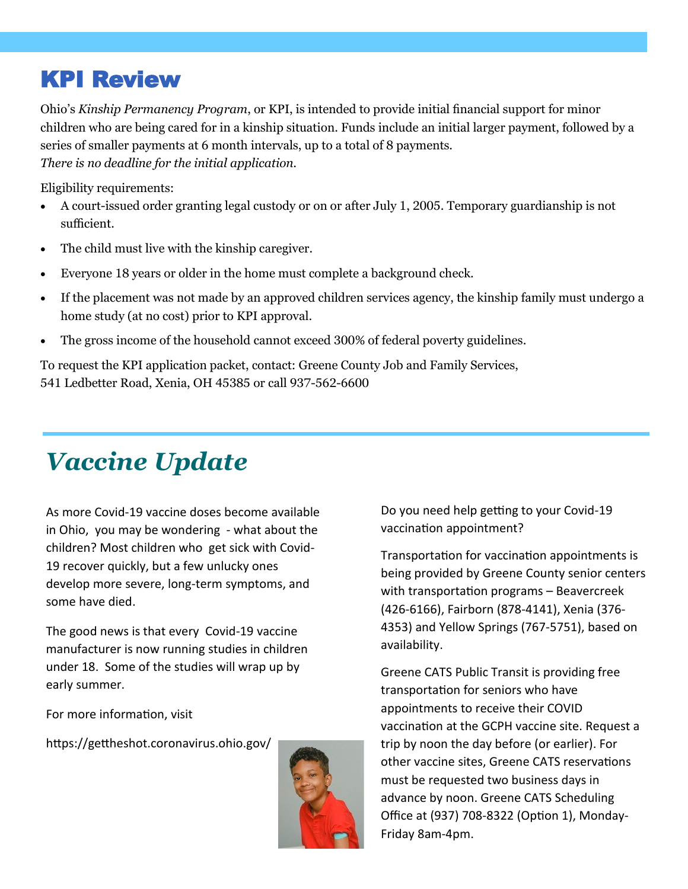# KPI Review

Ohio's *Kinship Permanency Program*, or KPI, is intended to provide initial financial support for minor children who are being cared for in a kinship situation. Funds include an initial larger payment, followed by a series of smaller payments at 6 month intervals, up to a total of 8 payments.
*There is no deadline for the initial application.*

Eligibility requirements:

- A court-issued order granting legal custody or on or after July 1, 2005. Temporary guardianship is not sufficient.
- The child must live with the kinship caregiver.
- Everyone 18 years or older in the home must complete a background check.
- If the placement was not made by an approved children services agency, the kinship family must undergo a home study (at no cost) prior to KPI approval.
- The gross income of the household cannot exceed 300% of federal poverty guidelines.

To request the KPI application packet, contact: Greene County Job and Family Services,
541 Ledbetter Road, Xenia, OH 45385 or call 937-562-6600

# *Vaccine Update*

As more Covid-19 vaccine doses become available in Ohio, you may be wondering - what about the children? Most children who get sick with Covid-19 recover quickly, but a few unlucky ones develop more severe, long-term symptoms, and some have died.

The good news is that every Covid-19 vaccine manufacturer is now running studies in children under 18. Some of the studies will wrap up by early summer.

For more information, visit

https://gettheshot.coronavirus.ohio.gov/

Do you need help getting to your Covid-19 vaccination appointment?

Transportation for vaccination appointments is being provided by Greene County senior centers with transportation programs – Beavercreek (426-6166), Fairborn (878-4141), Xenia (376-4353) and Yellow Springs (767-5751), based on availability.

Greene CATS Public Transit is providing free transportation for seniors who have appointments to receive their COVID vaccination at the GCPH vaccine site. Request a trip by noon the day before (or earlier). For other vaccine sites, Greene CATS reservations must be requested two business days in advance by noon. Greene CATS Scheduling Office at (937) 708-8322 (Option 1), Monday-Friday 8am-4pm.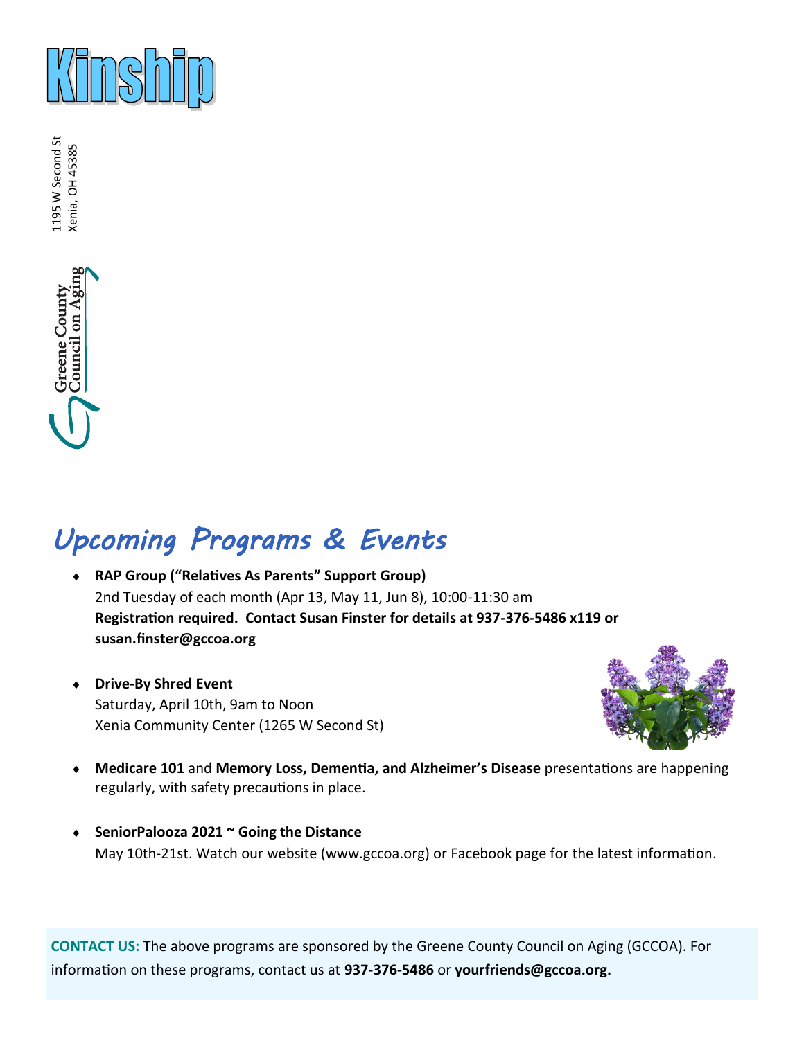# Kinship

1195 W Second St
Xenia, OH 45385

Greene County Council on Aging

## *Upcoming Programs & Events*

- **RAP Group ("Relatives As Parents" Support Group)**
  2nd Tuesday of each month (Apr 13, May 11, Jun 8), 10:00-11:30 am
  **Registration required. Contact Susan Finster for details at 937-376-5486 x119 or susan.finster@gccoa.org**

- **Drive-By Shred Event**
  Saturday, April 10th, 9am to Noon
  Xenia Community Center (1265 W Second St)

- **Medicare 101** and **Memory Loss, Dementia, and Alzheimer's Disease** presentations are happening regularly, with safety precautions in place.

- **SeniorPalooza 2021 ~ Going the Distance**
  May 10th-21st. Watch our website (www.gccoa.org) or Facebook page for the latest information.

**CONTACT US:** The above programs are sponsored by the Greene County Council on Aging (GCCOA). For information on these programs, contact us at **937-376-5486** or **yourfriends@gccoa.org.**